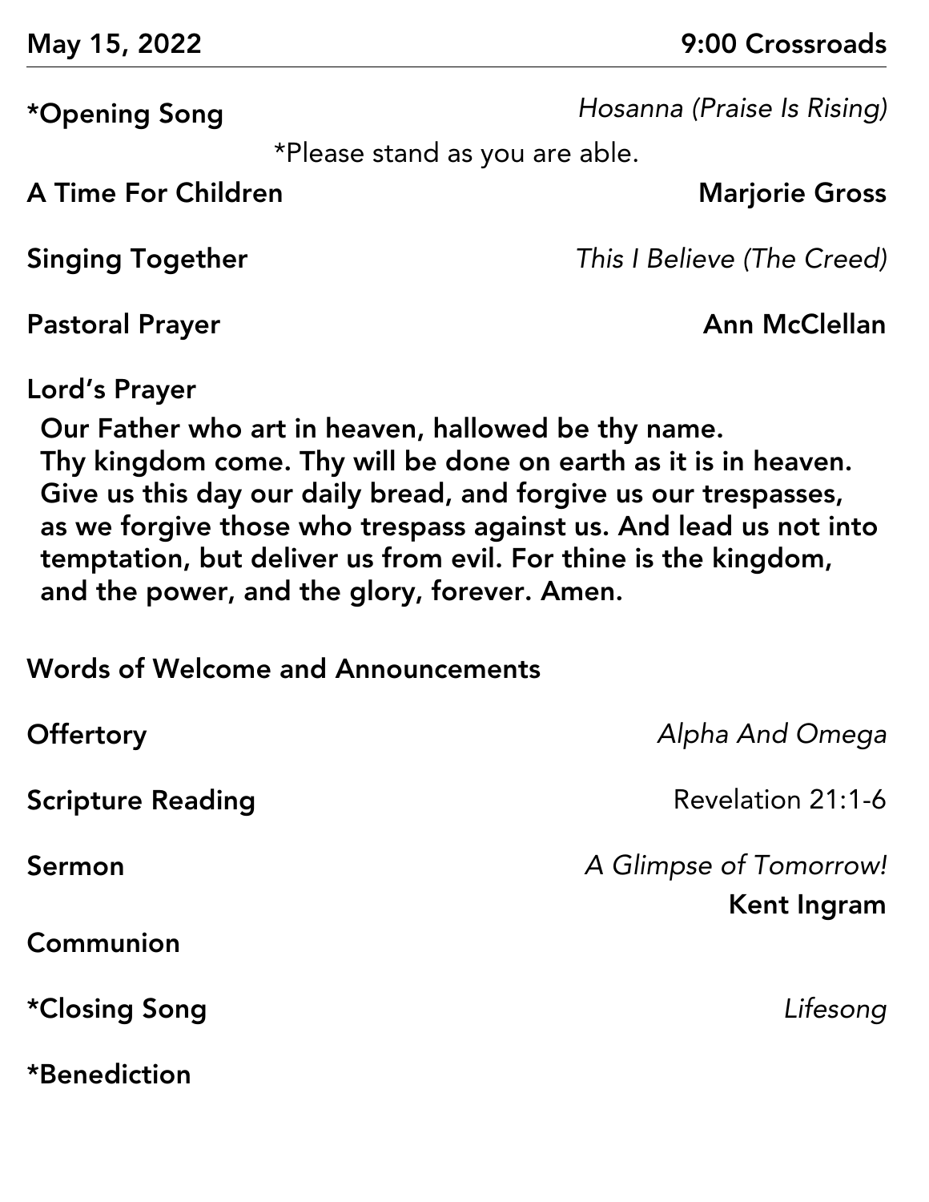**May 15, 2022** **9:00 Crossroads**

**\*Opening Song** *Hosanna (Praise Is Rising)*

*Please stand as you are able.

**A Time For Children** **Marjorie Gross**

**Singing Together** *This I Believe (The Creed)*

**Pastoral Prayer** **Ann McClellan**

**Lord's Prayer**

**Our Father who art in heaven, hallowed be thy name. Thy kingdom come. Thy will be done on earth as it is in heaven. Give us this day our daily bread, and forgive us our trespasses, as we forgive those who trespass against us. And lead us not into temptation, but deliver us from evil. For thine is the kingdom, and the power, and the glory, forever. Amen.**

**Words of Welcome and Announcements**

**Offertory** *Alpha And Omega*

**Scripture Reading** Revelation 21:1-6

**Sermon** *A Glimpse of Tomorrow!*
**Kent Ingram**

**Communion**

**\*Closing Song** *Lifesong*

**\*Benediction**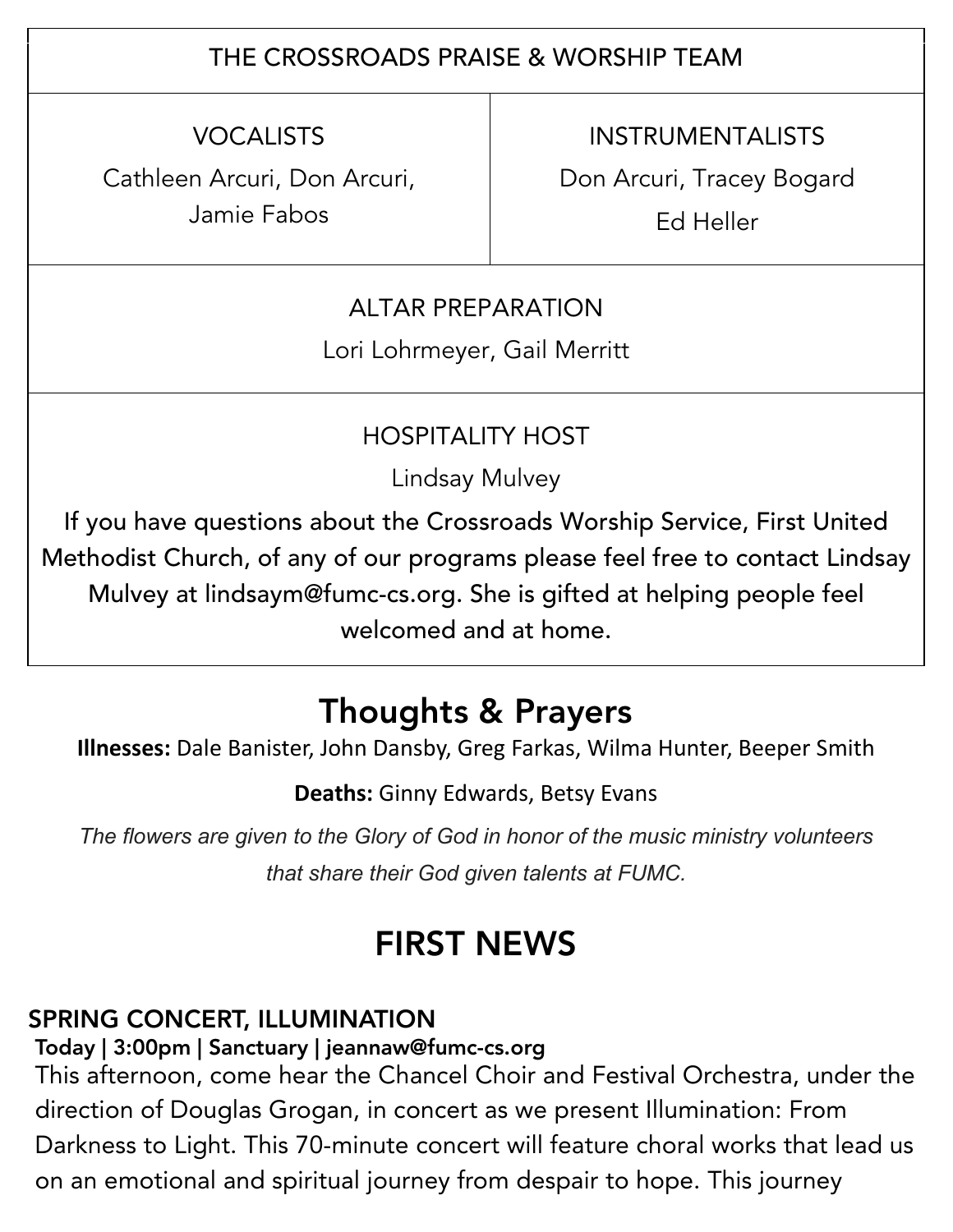| THE CROSSROADS PRAISE & WORSHIP TEAM | |
| --- | --- |
| VOCALISTS<br>Cathleen Arcuri, Don Arcuri, Jamie Fabos | INSTRUMENTALISTS<br>Don Arcuri, Tracey Bogard<br>Ed Heller |
| ALTAR PREPARATION<br>Lori Lohrmeyer, Gail Merritt | |
| HOSPITALITY HOST<br>Lindsay Mulvey<br>If you have questions about the Crossroads Worship Service, First United Methodist Church, of any of our programs please feel free to contact Lindsay Mulvey at lindsaym@fumc-cs.org. She is gifted at helping people feel welcomed and at home. | |

# Thoughts & Prayers

**Illnesses:** Dale Banister, John Dansby, Greg Farkas, Wilma Hunter, Beeper Smith

**Deaths:** Ginny Edwards, Betsy Evans

*The flowers are given to the Glory of God in honor of the music ministry volunteers that share their God given talents at FUMC.*

# FIRST NEWS

## SPRING CONCERT, ILLUMINATION

**Today | 3:00pm | Sanctuary | jeannaw@fumc-cs.org**

This afternoon, come hear the Chancel Choir and Festival Orchestra, under the direction of Douglas Grogan, in concert as we present Illumination: From Darkness to Light. This 70-minute concert will feature choral works that lead us on an emotional and spiritual journey from despair to hope. This journey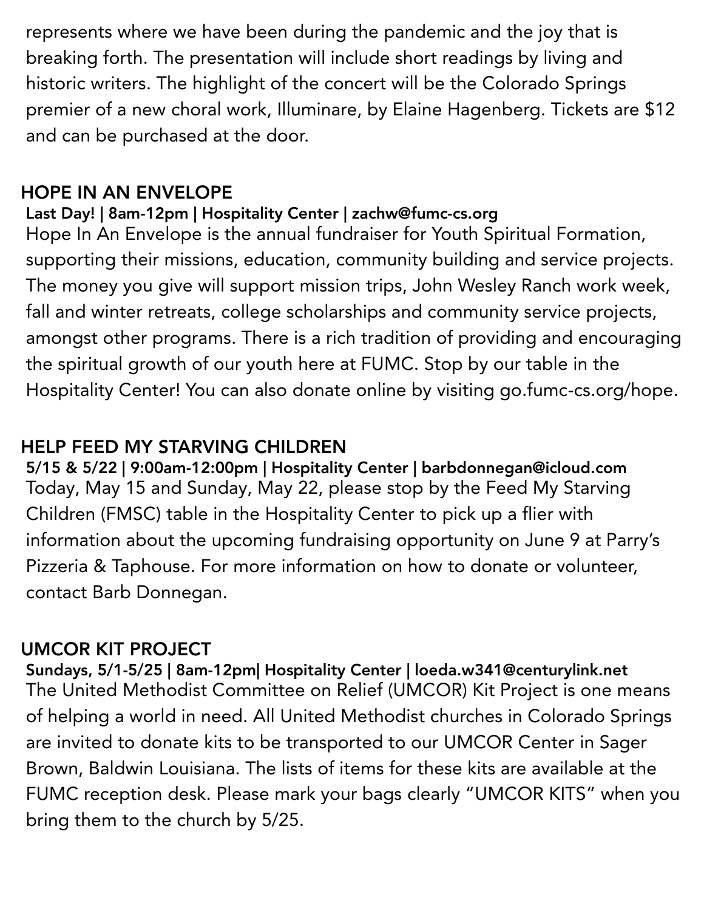represents where we have been during the pandemic and the joy that is breaking forth. The presentation will include short readings by living and historic writers. The highlight of the concert will be the Colorado Springs premier of a new choral work, Illuminare, by Elaine Hagenberg. Tickets are $12 and can be purchased at the door.

## HOPE IN AN ENVELOPE

**Last Day! | 8am-12pm | Hospitality Center | zachw@fumc-cs.org**

Hope In An Envelope is the annual fundraiser for Youth Spiritual Formation, supporting their missions, education, community building and service projects. The money you give will support mission trips, John Wesley Ranch work week, fall and winter retreats, college scholarships and community service projects, amongst other programs. There is a rich tradition of providing and encouraging the spiritual growth of our youth here at FUMC. Stop by our table in the Hospitality Center! You can also donate online by visiting go.fumc-cs.org/hope.

## HELP FEED MY STARVING CHILDREN

**5/15 & 5/22 | 9:00am-12:00pm | Hospitality Center | barbdonnegan@icloud.com**

Today, May 15 and Sunday, May 22, please stop by the Feed My Starving Children (FMSC) table in the Hospitality Center to pick up a flier with information about the upcoming fundraising opportunity on June 9 at Parry's Pizzeria & Taphouse. For more information on how to donate or volunteer, contact Barb Donnegan.

## UMCOR KIT PROJECT

**Sundays, 5/1-5/25 | 8am-12pm| Hospitality Center | loeda.w341@centurylink.net**

The United Methodist Committee on Relief (UMCOR) Kit Project is one means of helping a world in need. All United Methodist churches in Colorado Springs are invited to donate kits to be transported to our UMCOR Center in Sager Brown, Baldwin Louisiana. The lists of items for these kits are available at the FUMC reception desk. Please mark your bags clearly "UMCOR KITS" when you bring them to the church by 5/25.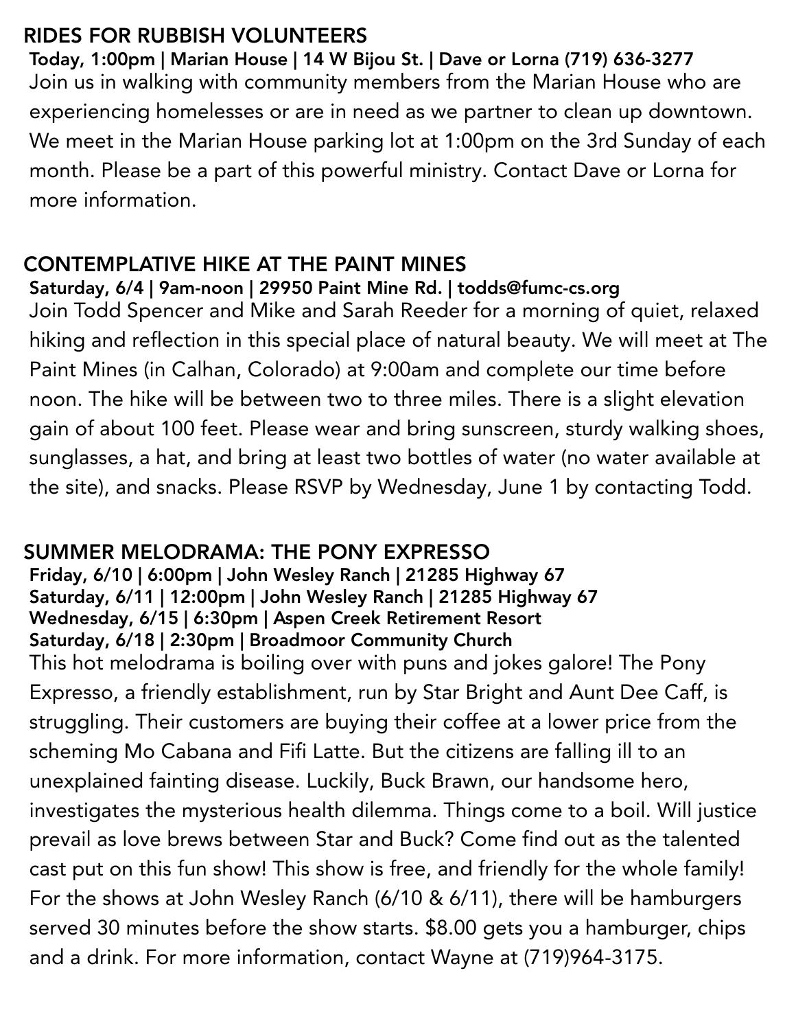## RIDES FOR RUBBISH VOLUNTEERS

**Today, 1:00pm | Marian House | 14 W Bijou St. | Dave or Lorna (719) 636-3277**

Join us in walking with community members from the Marian House who are experiencing homelesses or are in need as we partner to clean up downtown. We meet in the Marian House parking lot at 1:00pm on the 3rd Sunday of each month. Please be a part of this powerful ministry. Contact Dave or Lorna for more information.

## CONTEMPLATIVE HIKE AT THE PAINT MINES

**Saturday, 6/4 | 9am-noon | 29950 Paint Mine Rd. | todds@fumc-cs.org**

Join Todd Spencer and Mike and Sarah Reeder for a morning of quiet, relaxed hiking and reflection in this special place of natural beauty. We will meet at The Paint Mines (in Calhan, Colorado) at 9:00am and complete our time before noon. The hike will be between two to three miles. There is a slight elevation gain of about 100 feet. Please wear and bring sunscreen, sturdy walking shoes, sunglasses, a hat, and bring at least two bottles of water (no water available at the site), and snacks. Please RSVP by Wednesday, June 1 by contacting Todd.

## SUMMER MELODRAMA: THE PONY EXPRESSO

**Friday, 6/10 | 6:00pm | John Wesley Ranch | 21285 Highway 67**
**Saturday, 6/11 | 12:00pm | John Wesley Ranch | 21285 Highway 67**
**Wednesday, 6/15 | 6:30pm | Aspen Creek Retirement Resort**
**Saturday, 6/18 | 2:30pm | Broadmoor Community Church**

This hot melodrama is boiling over with puns and jokes galore! The Pony Expresso, a friendly establishment, run by Star Bright and Aunt Dee Caff, is struggling. Their customers are buying their coffee at a lower price from the scheming Mo Cabana and Fifi Latte. But the citizens are falling ill to an unexplained fainting disease. Luckily, Buck Brawn, our handsome hero, investigates the mysterious health dilemma. Things come to a boil. Will justice prevail as love brews between Star and Buck? Come find out as the talented cast put on this fun show! This show is free, and friendly for the whole family! For the shows at John Wesley Ranch (6/10 & 6/11), there will be hamburgers served 30 minutes before the show starts. $8.00 gets you a hamburger, chips and a drink. For more information, contact Wayne at (719)964-3175.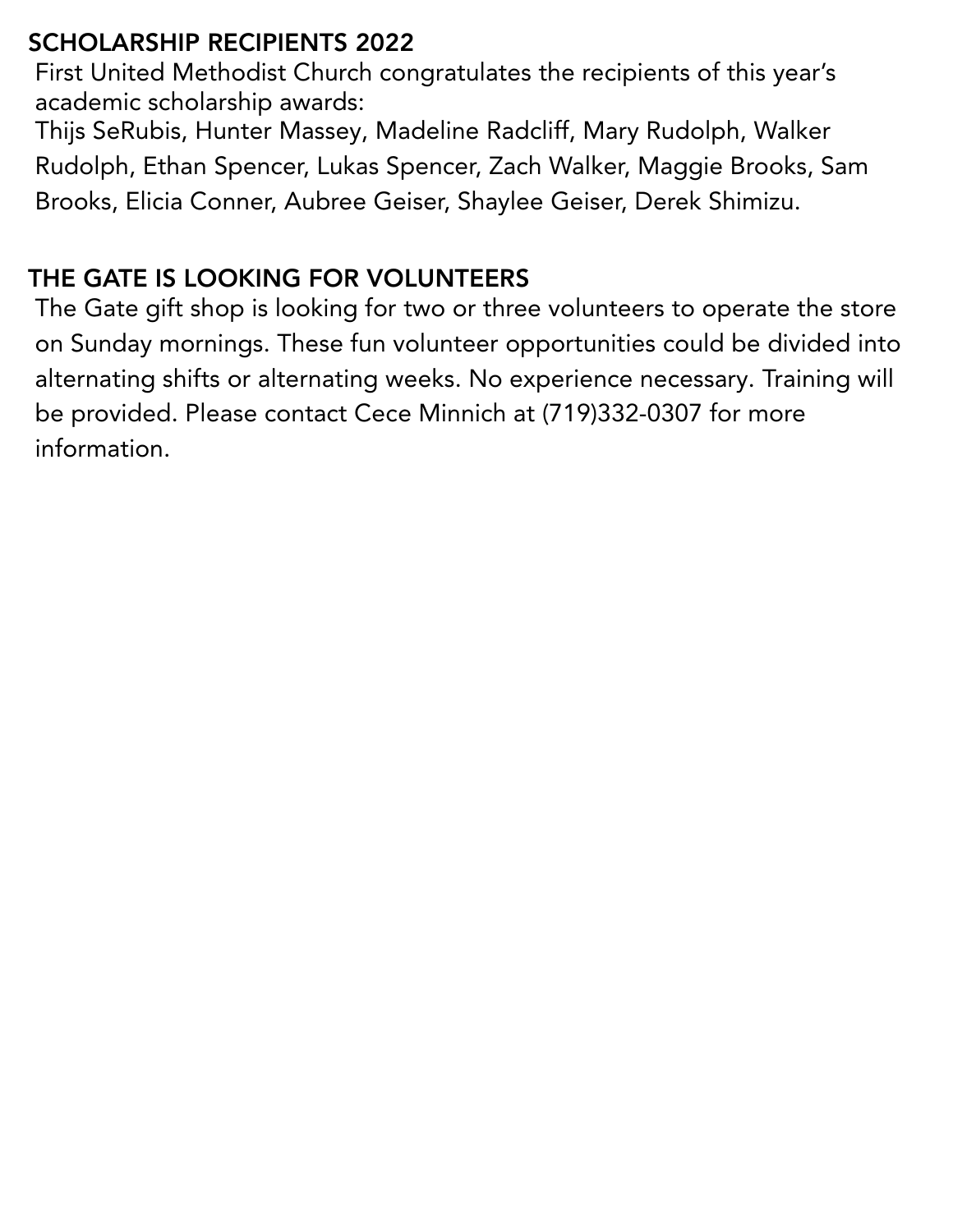## SCHOLARSHIP RECIPIENTS 2022

First United Methodist Church congratulates the recipients of this year's academic scholarship awards:

Thijs SeRubis, Hunter Massey, Madeline Radcliff, Mary Rudolph, Walker Rudolph, Ethan Spencer, Lukas Spencer, Zach Walker, Maggie Brooks, Sam Brooks, Elicia Conner, Aubree Geiser, Shaylee Geiser, Derek Shimizu.

## THE GATE IS LOOKING FOR VOLUNTEERS

The Gate gift shop is looking for two or three volunteers to operate the store on Sunday mornings. These fun volunteer opportunities could be divided into alternating shifts or alternating weeks. No experience necessary. Training will be provided. Please contact Cece Minnich at (719)332-0307 for more information.